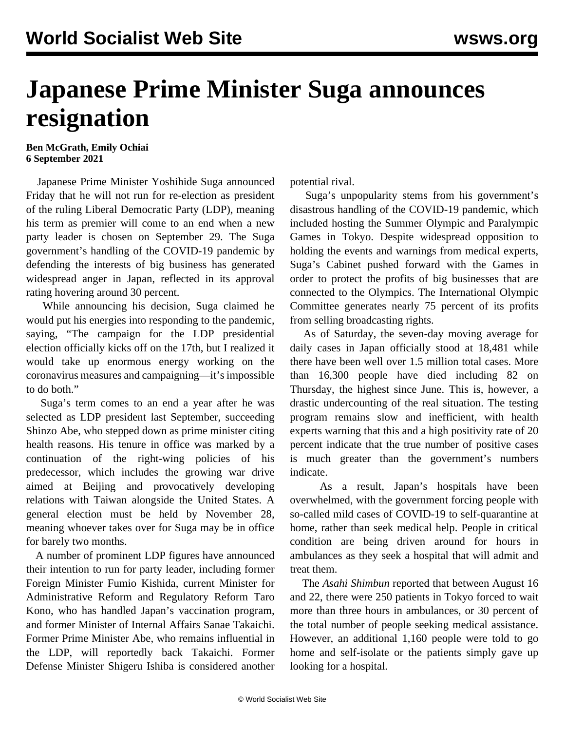# Japanese Prime Minister Suga announces resignation

**Ben McGrath, Emily Ochiai**
**6 September 2021**

Japanese Prime Minister Yoshihide Suga announced Friday that he will not run for re-election as president of the ruling Liberal Democratic Party (LDP), meaning his term as premier will come to an end when a new party leader is chosen on September 29. The Suga government's handling of the COVID-19 pandemic by defending the interests of big business has generated widespread anger in Japan, reflected in its approval rating hovering around 30 percent.

While announcing his decision, Suga claimed he would put his energies into responding to the pandemic, saying, "The campaign for the LDP presidential election officially kicks off on the 17th, but I realized it would take up enormous energy working on the coronavirus measures and campaigning—it's impossible to do both."

Suga's term comes to an end a year after he was selected as LDP president last September, succeeding Shinzo Abe, who stepped down as prime minister citing health reasons. His tenure in office was marked by a continuation of the right-wing policies of his predecessor, which includes the growing war drive aimed at Beijing and provocatively developing relations with Taiwan alongside the United States. A general election must be held by November 28, meaning whoever takes over for Suga may be in office for barely two months.

A number of prominent LDP figures have announced their intention to run for party leader, including former Foreign Minister Fumio Kishida, current Minister for Administrative Reform and Regulatory Reform Taro Kono, who has handled Japan's vaccination program, and former Minister of Internal Affairs Sanae Takaichi. Former Prime Minister Abe, who remains influential in the LDP, will reportedly back Takaichi. Former Defense Minister Shigeru Ishiba is considered another potential rival.

Suga's unpopularity stems from his government's disastrous handling of the COVID-19 pandemic, which included hosting the Summer Olympic and Paralympic Games in Tokyo. Despite widespread opposition to holding the events and warnings from medical experts, Suga's Cabinet pushed forward with the Games in order to protect the profits of big businesses that are connected to the Olympics. The International Olympic Committee generates nearly 75 percent of its profits from selling broadcasting rights.

As of Saturday, the seven-day moving average for daily cases in Japan officially stood at 18,481 while there have been well over 1.5 million total cases. More than 16,300 people have died including 82 on Thursday, the highest since June. This is, however, a drastic undercounting of the real situation. The testing program remains slow and inefficient, with health experts warning that this and a high positivity rate of 20 percent indicate that the true number of positive cases is much greater than the government's numbers indicate.

As a result, Japan's hospitals have been overwhelmed, with the government forcing people with so-called mild cases of COVID-19 to self-quarantine at home, rather than seek medical help. People in critical condition are being driven around for hours in ambulances as they seek a hospital that will admit and treat them.

The *Asahi Shimbun* reported that between August 16 and 22, there were 250 patients in Tokyo forced to wait more than three hours in ambulances, or 30 percent of the total number of people seeking medical assistance. However, an additional 1,160 people were told to go home and self-isolate or the patients simply gave up looking for a hospital.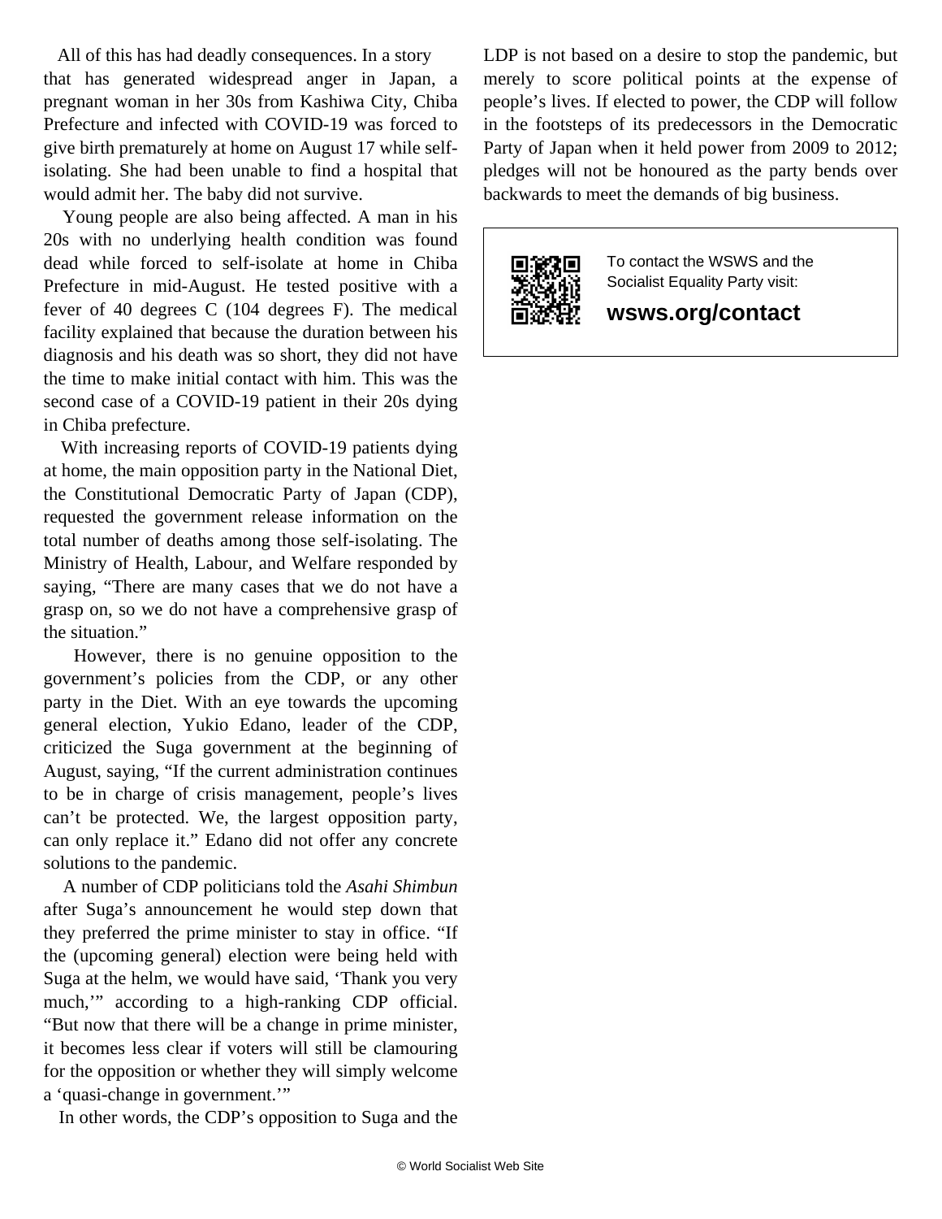All of this has had deadly consequences. In a story that has generated widespread anger in Japan, a pregnant woman in her 30s from Kashiwa City, Chiba Prefecture and infected with COVID-19 was forced to give birth prematurely at home on August 17 while self-isolating. She had been unable to find a hospital that would admit her. The baby did not survive.

Young people are also being affected. A man in his 20s with no underlying health condition was found dead while forced to self-isolate at home in Chiba Prefecture in mid-August. He tested positive with a fever of 40 degrees C (104 degrees F). The medical facility explained that because the duration between his diagnosis and his death was so short, they did not have the time to make initial contact with him. This was the second case of a COVID-19 patient in their 20s dying in Chiba prefecture.

With increasing reports of COVID-19 patients dying at home, the main opposition party in the National Diet, the Constitutional Democratic Party of Japan (CDP), requested the government release information on the total number of deaths among those self-isolating. The Ministry of Health, Labour, and Welfare responded by saying, “There are many cases that we do not have a grasp on, so we do not have a comprehensive grasp of the situation.”

However, there is no genuine opposition to the government’s policies from the CDP, or any other party in the Diet. With an eye towards the upcoming general election, Yukio Edano, leader of the CDP, criticized the Suga government at the beginning of August, saying, “If the current administration continues to be in charge of crisis management, people’s lives can’t be protected. We, the largest opposition party, can only replace it.” Edano did not offer any concrete solutions to the pandemic.

A number of CDP politicians told the *Asahi Shimbun* after Suga’s announcement he would step down that they preferred the prime minister to stay in office. “If the (upcoming general) election were being held with Suga at the helm, we would have said, ‘Thank you very much,’” according to a high-ranking CDP official. “But now that there will be a change in prime minister, it becomes less clear if voters will still be clamouring for the opposition or whether they will simply welcome a ‘quasi-change in government.’”

In other words, the CDP’s opposition to Suga and the LDP is not based on a desire to stop the pandemic, but merely to score political points at the expense of people’s lives. If elected to power, the CDP will follow in the footsteps of its predecessors in the Democratic Party of Japan when it held power from 2009 to 2012; pledges will not be honoured as the party bends over backwards to meet the demands of big business.

To contact the WSWS and the Socialist Equality Party visit:

**wsws.org/contact**